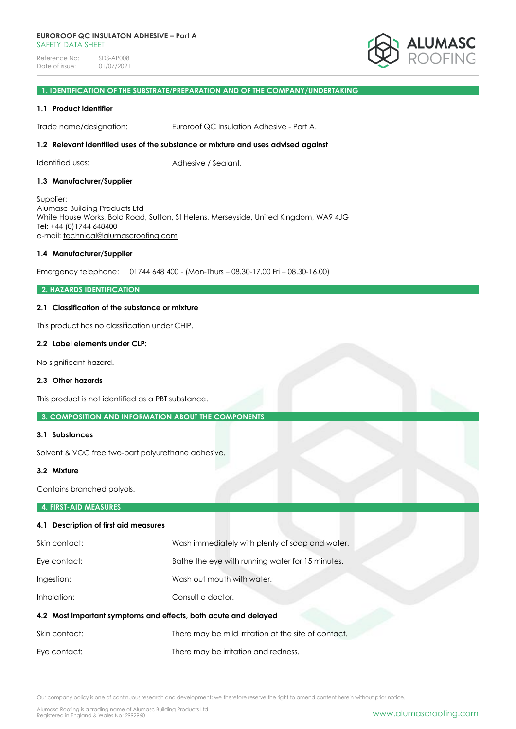**EUROROOF QC INSULATON ADHESIVE – Part A**
SAFETY DATA SHEET

Reference No: SDS-AP008
Date of issue: 01/07/2021

## 1. IDENTIFICATION OF THE SUBSTRATE/PREPARATION AND OF THE COMPANY/UNDERTAKING

### 1.1 Product identifier

Trade name/designation: Euroroof QC Insulation Adhesive - Part A.

### 1.2 Relevant identified uses of the substance or mixture and uses advised against

Identified uses: Adhesive / Sealant.

### 1.3 Manufacturer/Supplier

Supplier:
Alumasc Building Products Ltd
White House Works, Bold Road, Sutton, St Helens, Merseyside, United Kingdom, WA9 4JG
Tel: +44 (0)1744 648400
e-mail: technical@alumascroofing.com

### 1.4 Manufacturer/Supplier

Emergency telephone: 01744 648 400 - (Mon-Thurs – 08.30-17.00 Fri – 08.30-16.00)

## 2. HAZARDS IDENTIFICATION

### 2.1 Classification of the substance or mixture

This product has no classification under CHIP.

### 2.2 Label elements under CLP:

No significant hazard.

### 2.3 Other hazards

This product is not identified as a PBT substance.

## 3. COMPOSITION AND INFORMATION ABOUT THE COMPONENTS

### 3.1 Substances

Solvent & VOC free two-part polyurethane adhesive.

### 3.2 Mixture

Contains branched polyols.

## 4. FIRST-AID MEASURES

### 4.1 Description of first aid measures

Skin contact: Wash immediately with plenty of soap and water.

Eye contact: Bathe the eye with running water for 15 minutes.

Ingestion: Wash out mouth with water.

Inhalation: Consult a doctor.

### 4.2 Most important symptoms and effects, both acute and delayed

Skin contact: There may be mild irritation at the site of contact.

Eye contact: There may be irritation and redness.

Our company policy is one of continuous research and development; we therefore reserve the right to amend content herein without prior notice.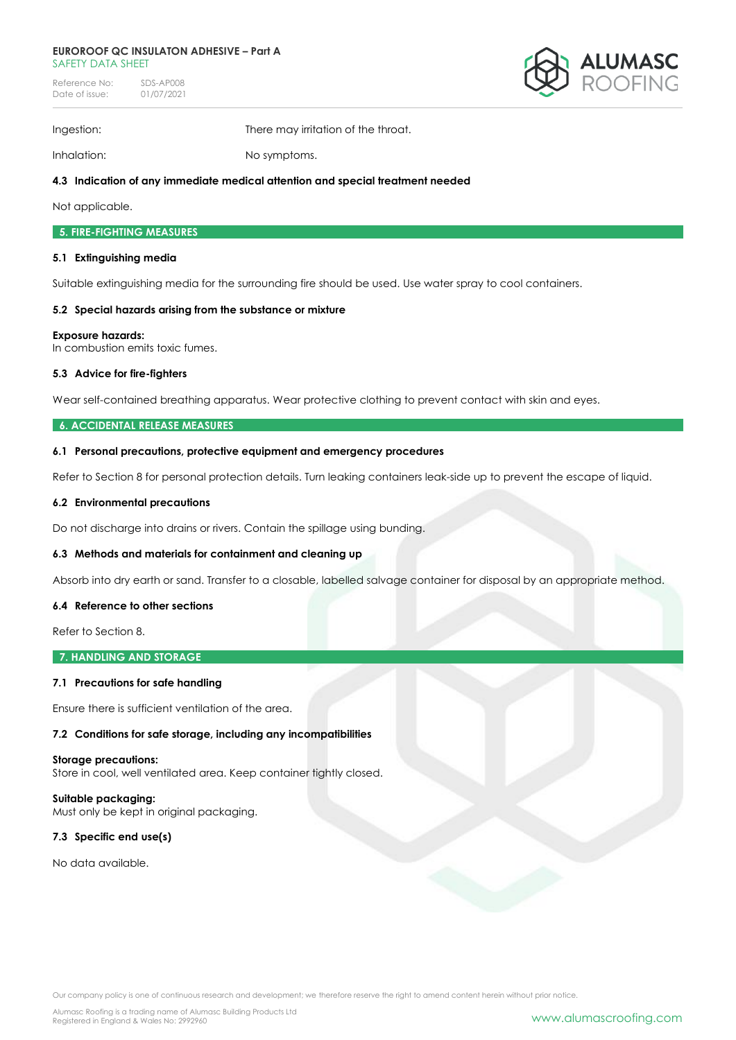Ingestion: There may irritation of the throat.

Inhalation: No symptoms.

**4.3 Indication of any immediate medical attention and special treatment needed**

Not applicable.

## 5. FIRE-FIGHTING MEASURES

**5.1 Extinguishing media**

Suitable extinguishing media for the surrounding fire should be used. Use water spray to cool containers.

**5.2 Special hazards arising from the substance or mixture**

**Exposure hazards:**
In combustion emits toxic fumes.

**5.3 Advice for fire-fighters**

Wear self-contained breathing apparatus. Wear protective clothing to prevent contact with skin and eyes.

## 6. ACCIDENTAL RELEASE MEASURES

**6.1 Personal precautions, protective equipment and emergency procedures**

Refer to Section 8 for personal protection details. Turn leaking containers leak-side up to prevent the escape of liquid.

**6.2 Environmental precautions**

Do not discharge into drains or rivers. Contain the spillage using bunding.

**6.3 Methods and materials for containment and cleaning up**

Absorb into dry earth or sand. Transfer to a closable, labelled salvage container for disposal by an appropriate method.

**6.4 Reference to other sections**

Refer to Section 8.

## 7. HANDLING AND STORAGE

**7.1 Precautions for safe handling**

Ensure there is sufficient ventilation of the area.

**7.2 Conditions for safe storage, including any incompatibilities**

**Storage precautions:**
Store in cool, well ventilated area. Keep container tightly closed.

**Suitable packaging:**
Must only be kept in original packaging.

**7.3 Specific end use(s)**

No data available.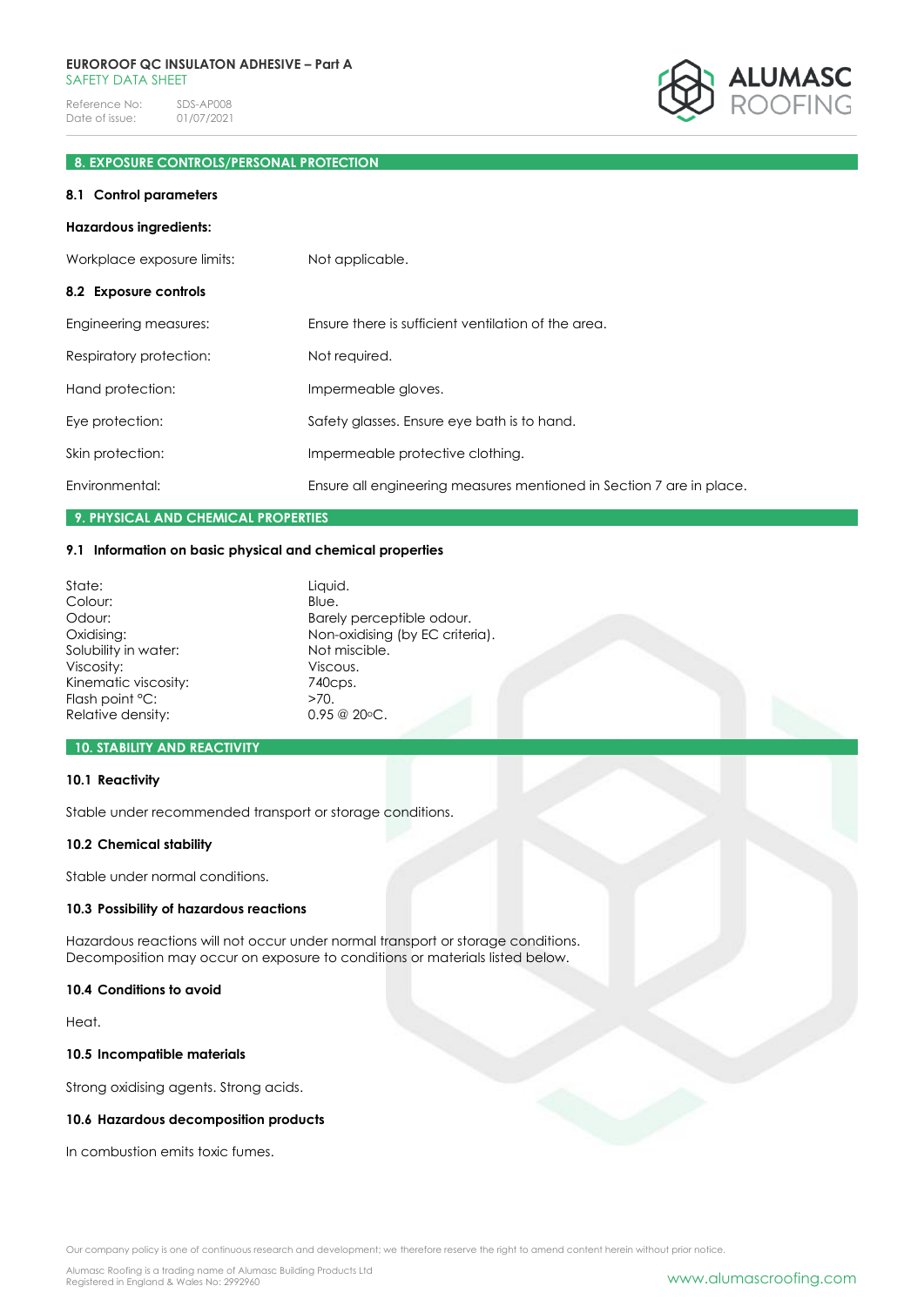## 8. EXPOSURE CONTROLS/PERSONAL PROTECTION

### 8.1 Control parameters

**Hazardous ingredients:**

| | |
|---|---|
| Workplace exposure limits: | Not applicable. |

### 8.2 Exposure controls

| | |
|---|---|
| Engineering measures: | Ensure there is sufficient ventilation of the area. |
| Respiratory protection: | Not required. |
| Hand protection: | Impermeable gloves. |
| Eye protection: | Safety glasses. Ensure eye bath is to hand. |
| Skin protection: | Impermeable protective clothing. |
| Environmental: | Ensure all engineering measures mentioned in Section 7 are in place. |

## 9. PHYSICAL AND CHEMICAL PROPERTIES

### 9.1 Information on basic physical and chemical properties

| | |
|---|---|
| State: | Liquid. |
| Colour: | Blue. |
| Odour: | Barely perceptible odour. |
| Oxidising: | Non-oxidising (by EC criteria). |
| Solubility in water: | Not miscible. |
| Viscosity: | Viscous. |
| Kinematic viscosity: | 740cps. |
| Flash point °C: | >70. |
| Relative density: | 0.95 @ 20°C. |

## 10. STABILITY AND REACTIVITY

### 10.1 Reactivity

Stable under recommended transport or storage conditions.

### 10.2 Chemical stability

Stable under normal conditions.

### 10.3 Possibility of hazardous reactions

Hazardous reactions will not occur under normal transport or storage conditions.
Decomposition may occur on exposure to conditions or materials listed below.

### 10.4 Conditions to avoid

Heat.

### 10.5 Incompatible materials

Strong oxidising agents. Strong acids.

### 10.6 Hazardous decomposition products

In combustion emits toxic fumes.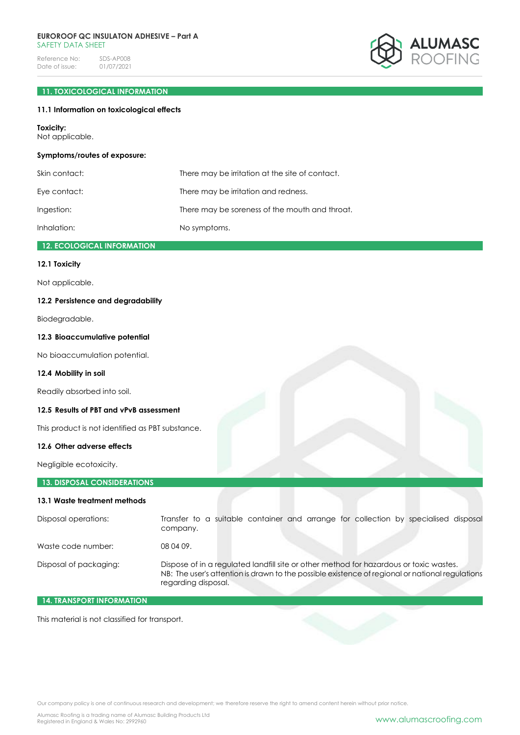## 11. TOXICOLOGICAL INFORMATION

### 11.1 Information on toxicological effects

**Toxicity:**
Not applicable.

**Symptoms/routes of exposure:**

| | |
|---|---|
| Skin contact: | There may be irritation at the site of contact. |
| Eye contact: | There may be irritation and redness. |
| Ingestion: | There may be soreness of the mouth and throat. |
| Inhalation: | No symptoms. |

## 12. ECOLOGICAL INFORMATION

### 12.1 Toxicity

Not applicable.

### 12.2 Persistence and degradability

Biodegradable.

### 12.3 Bioaccumulative potential

No bioaccumulation potential.

### 12.4 Mobility in soil

Readily absorbed into soil.

### 12.5 Results of PBT and vPvB assessment

This product is not identified as PBT substance.

### 12.6 Other adverse effects

Negligible ecotoxicity.

## 13. DISPOSAL CONSIDERATIONS

### 13.1 Waste treatment methods

| | |
|---|---|
| Disposal operations: | Transfer to a suitable container and arrange for collection by specialised disposal company. |
| Waste code number: | 08 04 09. |
| Disposal of packaging: | Dispose of in a regulated landfill site or other method for hazardous or toxic wastes. NB: The user's attention is drawn to the possible existence of regional or national regulations regarding disposal. |

## 14. TRANSPORT INFORMATION

This material is not classified for transport.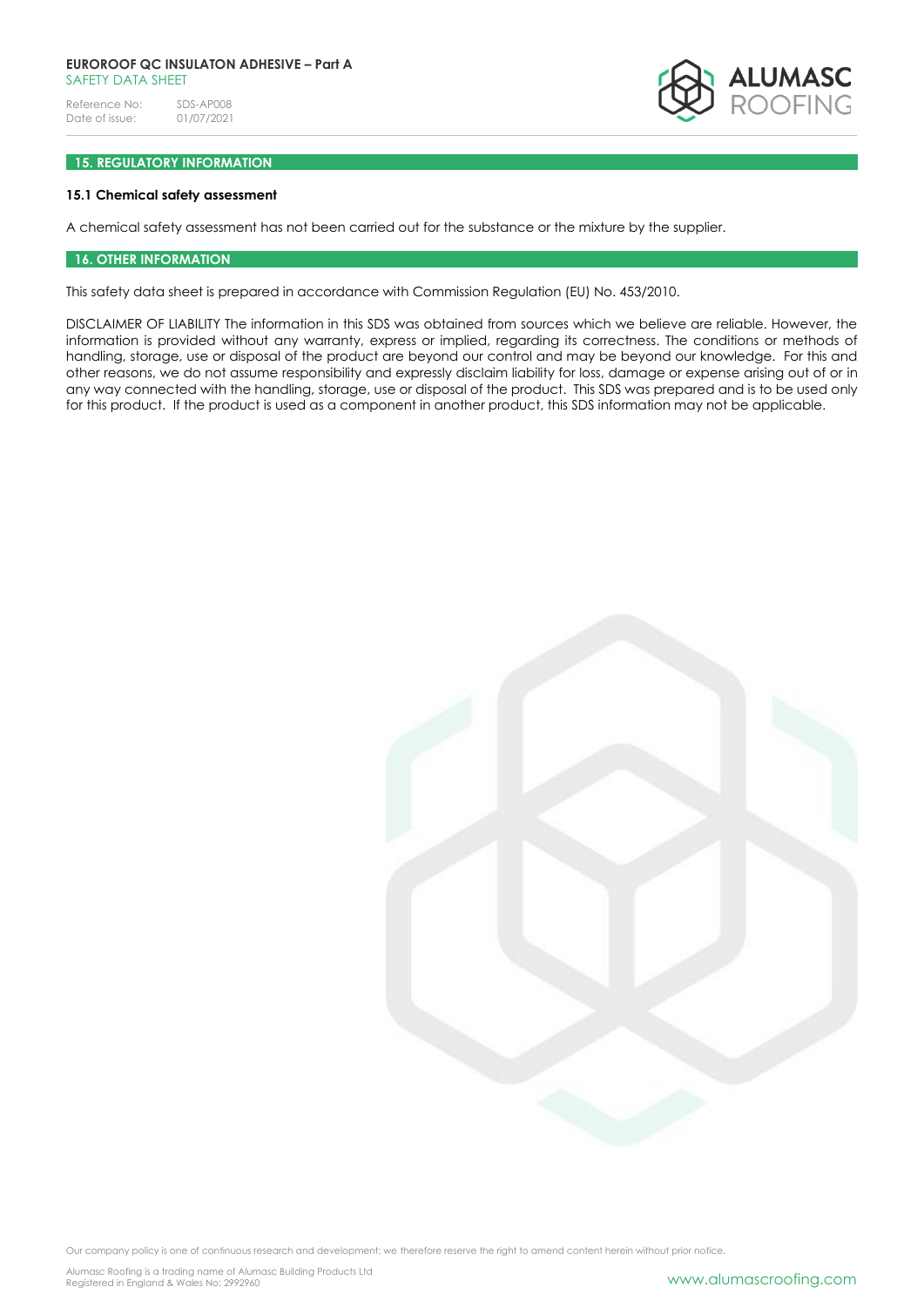## 15. REGULATORY INFORMATION

### 15.1 Chemical safety assessment

A chemical safety assessment has not been carried out for the substance or the mixture by the supplier.

## 16. OTHER INFORMATION

This safety data sheet is prepared in accordance with Commission Regulation (EU) No. 453/2010.

DISCLAIMER OF LIABILITY The information in this SDS was obtained from sources which we believe are reliable. However, the information is provided without any warranty, express or implied, regarding its correctness. The conditions or methods of handling, storage, use or disposal of the product are beyond our control and may be beyond our knowledge. For this and other reasons, we do not assume responsibility and expressly disclaim liability for loss, damage or expense arising out of or in any way connected with the handling, storage, use or disposal of the product. This SDS was prepared and is to be used only for this product. If the product is used as a component in another product, this SDS information may not be applicable.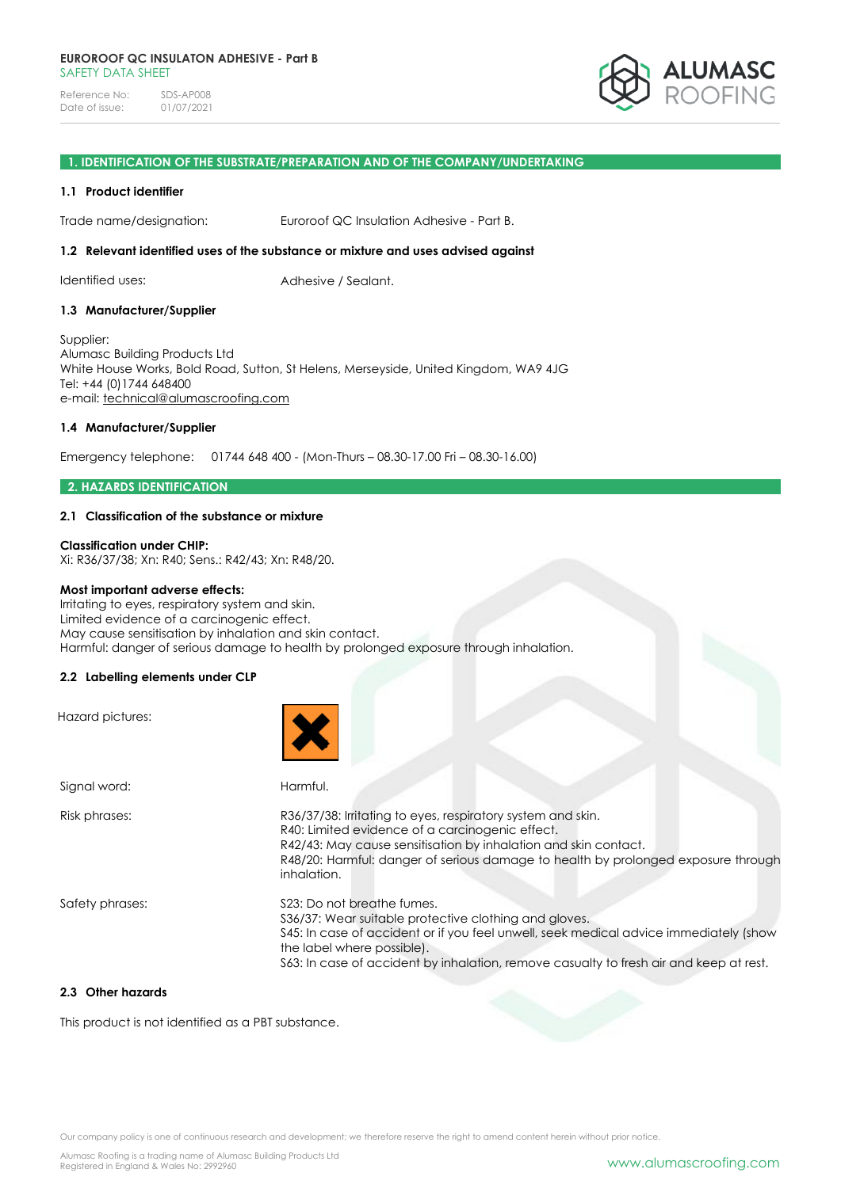# EUROROOF QC INSULATON ADHESIVE - Part B

SAFETY DATA SHEET

Reference No: SDS-AP008
Date of issue: 01/07/2021

## 1. IDENTIFICATION OF THE SUBSTRATE/PREPARATION AND OF THE COMPANY/UNDERTAKING

### 1.1 Product identifier

Trade name/designation: Euroroof QC Insulation Adhesive - Part B.

### 1.2 Relevant identified uses of the substance or mixture and uses advised against

Identified uses: Adhesive / Sealant.

### 1.3 Manufacturer/Supplier

Supplier:
Alumasc Building Products Ltd
White House Works, Bold Road, Sutton, St Helens, Merseyside, United Kingdom, WA9 4JG
Tel: +44 (0)1744 648400
e-mail: technical@alumascroofing.com

### 1.4 Manufacturer/Supplier

Emergency telephone: 01744 648 400 - (Mon-Thurs – 08.30-17.00 Fri – 08.30-16.00)

## 2. HAZARDS IDENTIFICATION

### 2.1 Classification of the substance or mixture

**Classification under CHIP:**
Xi: R36/37/38; Xn: R40; Sens.: R42/43; Xn: R48/20.

**Most important adverse effects:**
Irritating to eyes, respiratory system and skin.
Limited evidence of a carcinogenic effect.
May cause sensitisation by inhalation and skin contact.
Harmful: danger of serious damage to health by prolonged exposure through inhalation.

### 2.2 Labelling elements under CLP

Hazard pictures:

Signal word: Harmful.

Risk phrases:
R36/37/38: Irritating to eyes, respiratory system and skin.
R40: Limited evidence of a carcinogenic effect.
R42/43: May cause sensitisation by inhalation and skin contact.
R48/20: Harmful: danger of serious damage to health by prolonged exposure through inhalation.

Safety phrases:
S23: Do not breathe fumes.
S36/37: Wear suitable protective clothing and gloves.
S45: In case of accident or if you feel unwell, seek medical advice immediately (show the label where possible).
S63: In case of accident by inhalation, remove casualty to fresh air and keep at rest.

### 2.3 Other hazards

This product is not identified as a PBT substance.

Our company policy is one of continuous research and development; we therefore reserve the right to amend content herein without prior notice.

Alumasc Roofing is a trading name of Alumasc Building Products Ltd
Registered in England & Wales No: 2992960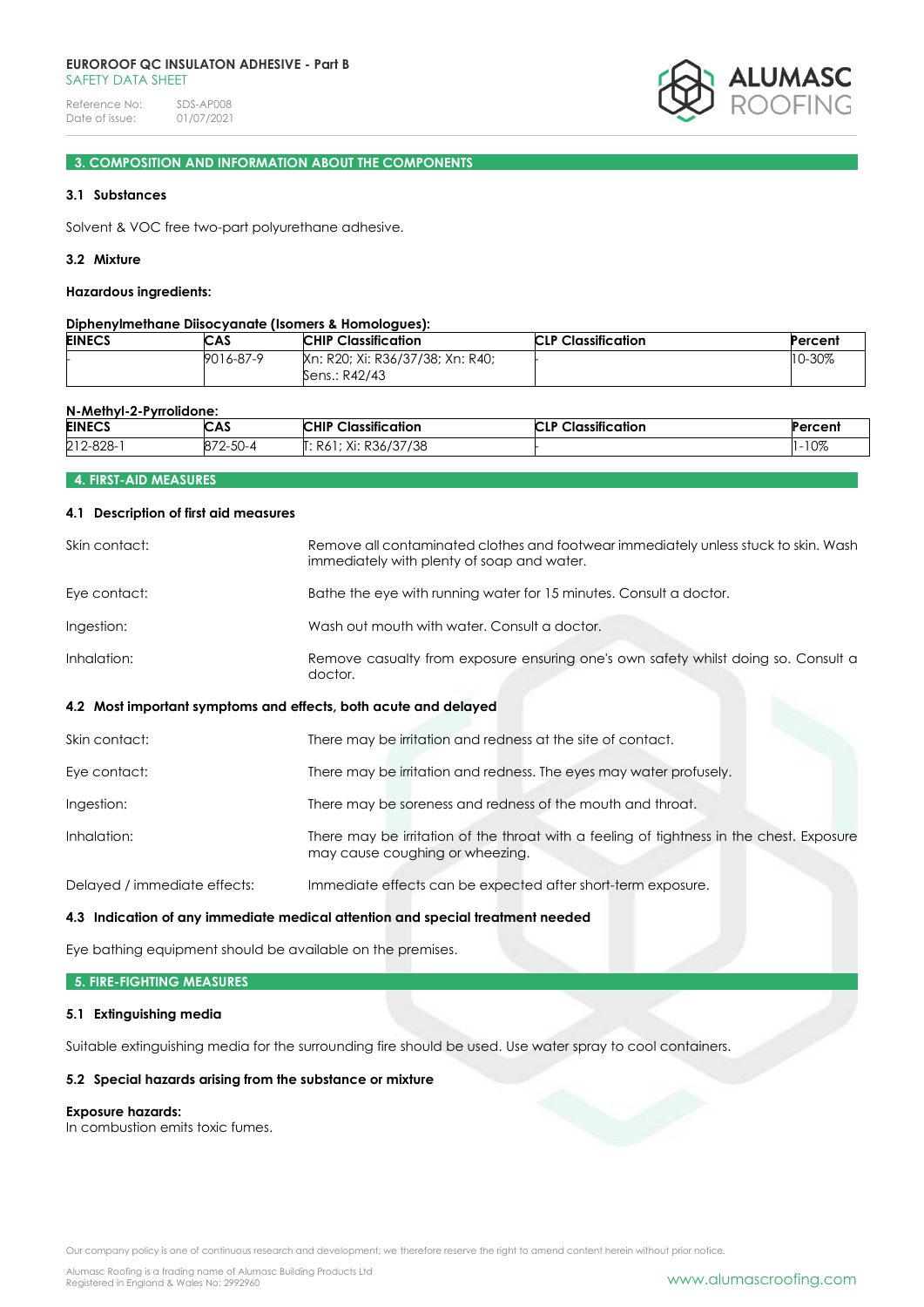## 3. COMPOSITION AND INFORMATION ABOUT THE COMPONENTS

### 3.1 Substances

Solvent & VOC free two-part polyurethane adhesive.

### 3.2 Mixture

**Hazardous ingredients:**

**Diphenylmethane Diisocyanate (Isomers & Homologues):**

| EINECS | CAS | CHIP Classification | CLP Classification | Percent |
|---|---|---|---|---|
| - | 9016-87-9 | Xn: R20; Xi: R36/37/38; Xn: R40; Sens.: R42/43 | - | 10-30% |

**N-Methyl-2-Pyrrolidone:**

| EINECS | CAS | CHIP Classification | CLP Classification | Percent |
|---|---|---|---|---|
| 212-828-1 | 872-50-4 | T: R61; Xi: R36/37/38 | - | 1-10% |

## 4. FIRST-AID MEASURES

### 4.1 Description of first aid measures

| | |
|---|---|
| Skin contact: | Remove all contaminated clothes and footwear immediately unless stuck to skin. Wash immediately with plenty of soap and water. |
| Eye contact: | Bathe the eye with running water for 15 minutes. Consult a doctor. |
| Ingestion: | Wash out mouth with water. Consult a doctor. |
| Inhalation: | Remove casualty from exposure ensuring one's own safety whilst doing so. Consult a doctor. |

### 4.2 Most important symptoms and effects, both acute and delayed

| | |
|---|---|
| Skin contact: | There may be irritation and redness at the site of contact. |
| Eye contact: | There may be irritation and redness. The eyes may water profusely. |
| Ingestion: | There may be soreness and redness of the mouth and throat. |
| Inhalation: | There may be irritation of the throat with a feeling of tightness in the chest. Exposure may cause coughing or wheezing. |
| Delayed / immediate effects: | Immediate effects can be expected after short-term exposure. |

### 4.3 Indication of any immediate medical attention and special treatment needed

Eye bathing equipment should be available on the premises.

## 5. FIRE-FIGHTING MEASURES

### 5.1 Extinguishing media

Suitable extinguishing media for the surrounding fire should be used. Use water spray to cool containers.

### 5.2 Special hazards arising from the substance or mixture

**Exposure hazards:**
In combustion emits toxic fumes.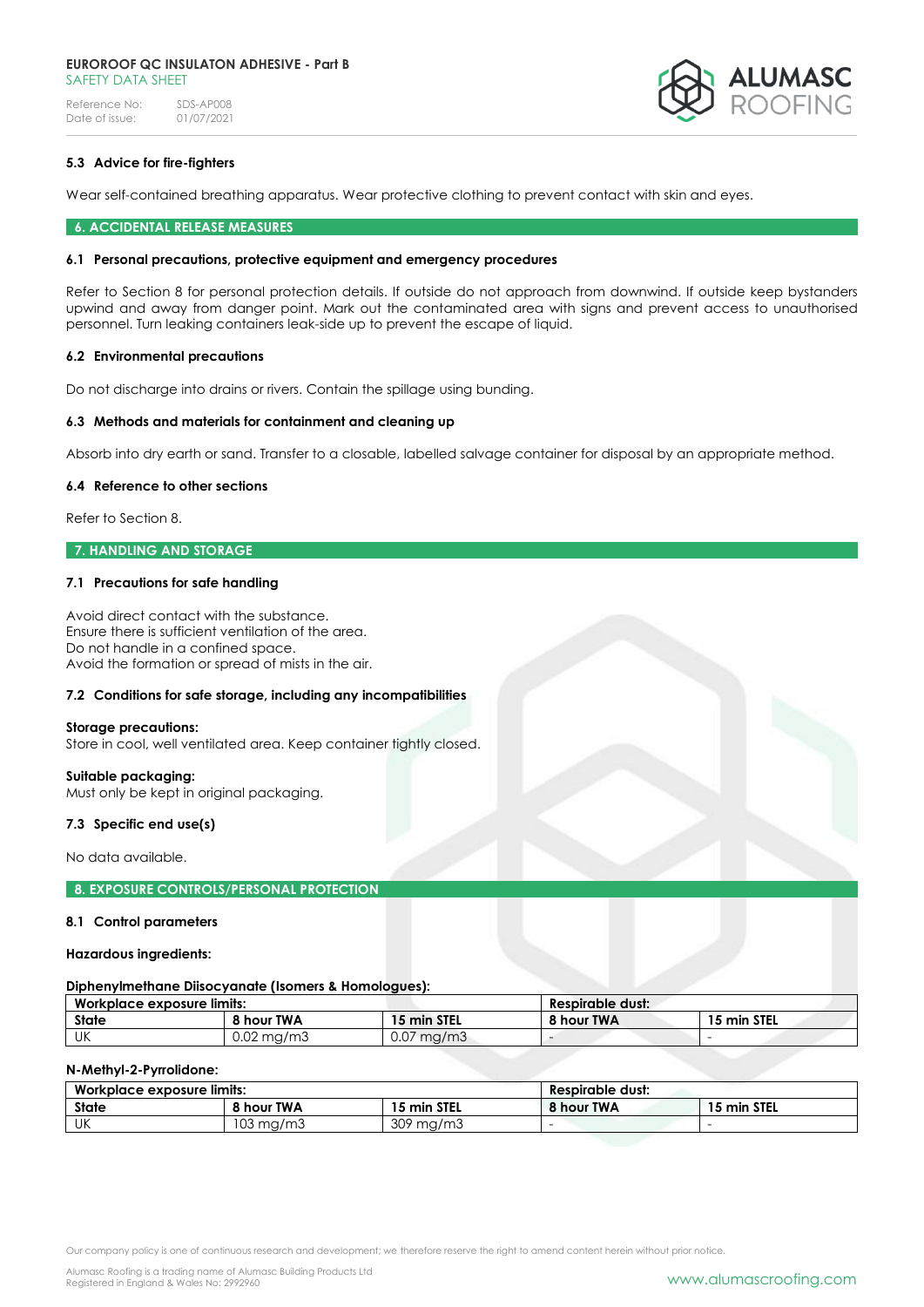### 5.3 Advice for fire-fighters

Wear self-contained breathing apparatus. Wear protective clothing to prevent contact with skin and eyes.

## 6. ACCIDENTAL RELEASE MEASURES

### 6.1 Personal precautions, protective equipment and emergency procedures

Refer to Section 8 for personal protection details. If outside do not approach from downwind. If outside keep bystanders upwind and away from danger point. Mark out the contaminated area with signs and prevent access to unauthorised personnel. Turn leaking containers leak-side up to prevent the escape of liquid.

### 6.2 Environmental precautions

Do not discharge into drains or rivers. Contain the spillage using bunding.

### 6.3 Methods and materials for containment and cleaning up

Absorb into dry earth or sand. Transfer to a closable, labelled salvage container for disposal by an appropriate method.

### 6.4 Reference to other sections

Refer to Section 8.

## 7. HANDLING AND STORAGE

### 7.1 Precautions for safe handling

Avoid direct contact with the substance.
Ensure there is sufficient ventilation of the area.
Do not handle in a confined space.
Avoid the formation or spread of mists in the air.

### 7.2 Conditions for safe storage, including any incompatibilities

**Storage precautions:**
Store in cool, well ventilated area. Keep container tightly closed.

**Suitable packaging:**
Must only be kept in original packaging.

### 7.3 Specific end use(s)

No data available.

## 8. EXPOSURE CONTROLS/PERSONAL PROTECTION

### 8.1 Control parameters

**Hazardous ingredients:**

**Diphenylmethane Diisocyanate (Isomers & Homologues):**

| Workplace exposure limits: | | | Respirable dust: | |
|---|---|---|---|---|
| **State** | **8 hour TWA** | **15 min STEL** | **8 hour TWA** | **15 min STEL** |
| UK | 0.02 mg/m3 | 0.07 mg/m3 | - | - |

**N-Methyl-2-Pyrrolidone:**

| Workplace exposure limits: | | | Respirable dust: | |
|---|---|---|---|---|
| **State** | **8 hour TWA** | **15 min STEL** | **8 hour TWA** | **15 min STEL** |
| UK | 103 mg/m3 | 309 mg/m3 | - | - |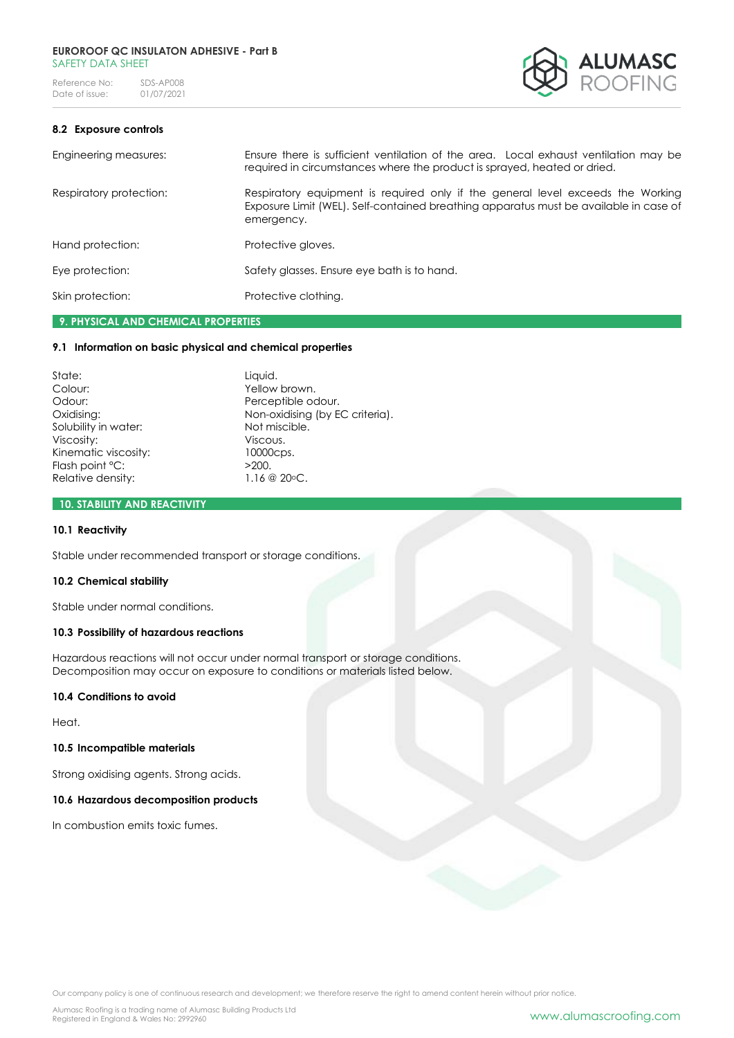### 8.2 Exposure controls

| | |
|---|---|
| Engineering measures: | Ensure there is sufficient ventilation of the area. Local exhaust ventilation may be required in circumstances where the product is sprayed, heated or dried. |
| Respiratory protection: | Respiratory equipment is required only if the general level exceeds the Working Exposure Limit (WEL). Self-contained breathing apparatus must be available in case of emergency. |
| Hand protection: | Protective gloves. |
| Eye protection: | Safety glasses. Ensure eye bath is to hand. |
| Skin protection: | Protective clothing. |

## 9. PHYSICAL AND CHEMICAL PROPERTIES

### 9.1 Information on basic physical and chemical properties

| | |
|---|---|
| State: | Liquid. |
| Colour: | Yellow brown. |
| Odour: | Perceptible odour. |
| Oxidising: | Non-oxidising (by EC criteria). |
| Solubility in water: | Not miscible. |
| Viscosity: | Viscous. |
| Kinematic viscosity: | 10000cps. |
| Flash point °C: | >200. |
| Relative density: | 1.16 @ 20°C. |

## 10. STABILITY AND REACTIVITY

### 10.1 Reactivity

Stable under recommended transport or storage conditions.

### 10.2 Chemical stability

Stable under normal conditions.

### 10.3 Possibility of hazardous reactions

Hazardous reactions will not occur under normal transport or storage conditions.
Decomposition may occur on exposure to conditions or materials listed below.

### 10.4 Conditions to avoid

Heat.

### 10.5 Incompatible materials

Strong oxidising agents. Strong acids.

### 10.6 Hazardous decomposition products

In combustion emits toxic fumes.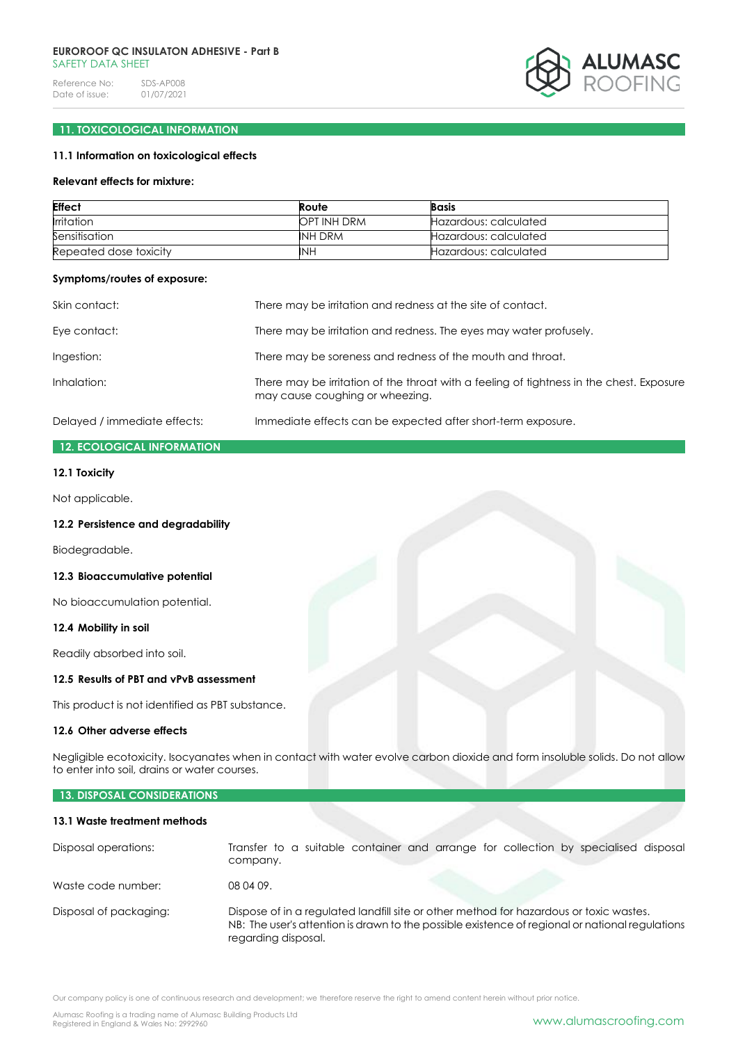## 11. TOXICOLOGICAL INFORMATION

### 11.1 Information on toxicological effects

**Relevant effects for mixture:**

| Effect | Route | Basis |
|---|---|---|
| Irritation | OPT INH DRM | Hazardous: calculated |
| Sensitisation | INH DRM | Hazardous: calculated |
| Repeated dose toxicity | INH | Hazardous: calculated |

**Symptoms/routes of exposure:**

Skin contact: There may be irritation and redness at the site of contact.

Eye contact: There may be irritation and redness. The eyes may water profusely.

Ingestion: There may be soreness and redness of the mouth and throat.

Inhalation: There may be irritation of the throat with a feeling of tightness in the chest. Exposure may cause coughing or wheezing.

Delayed / immediate effects: Immediate effects can be expected after short-term exposure.

## 12. ECOLOGICAL INFORMATION

### 12.1 Toxicity

Not applicable.

### 12.2 Persistence and degradability

Biodegradable.

### 12.3 Bioaccumulative potential

No bioaccumulation potential.

### 12.4 Mobility in soil

Readily absorbed into soil.

### 12.5 Results of PBT and vPvB assessment

This product is not identified as PBT substance.

### 12.6 Other adverse effects

Negligible ecotoxicity. Isocyanates when in contact with water evolve carbon dioxide and form insoluble solids. Do not allow to enter into soil, drains or water courses.

## 13. DISPOSAL CONSIDERATIONS

### 13.1 Waste treatment methods

Disposal operations: Transfer to a suitable container and arrange for collection by specialised disposal company.

Waste code number: 08 04 09.

Disposal of packaging: Dispose of in a regulated landfill site or other method for hazardous or toxic wastes.
NB: The user's attention is drawn to the possible existence of regional or national regulations regarding disposal.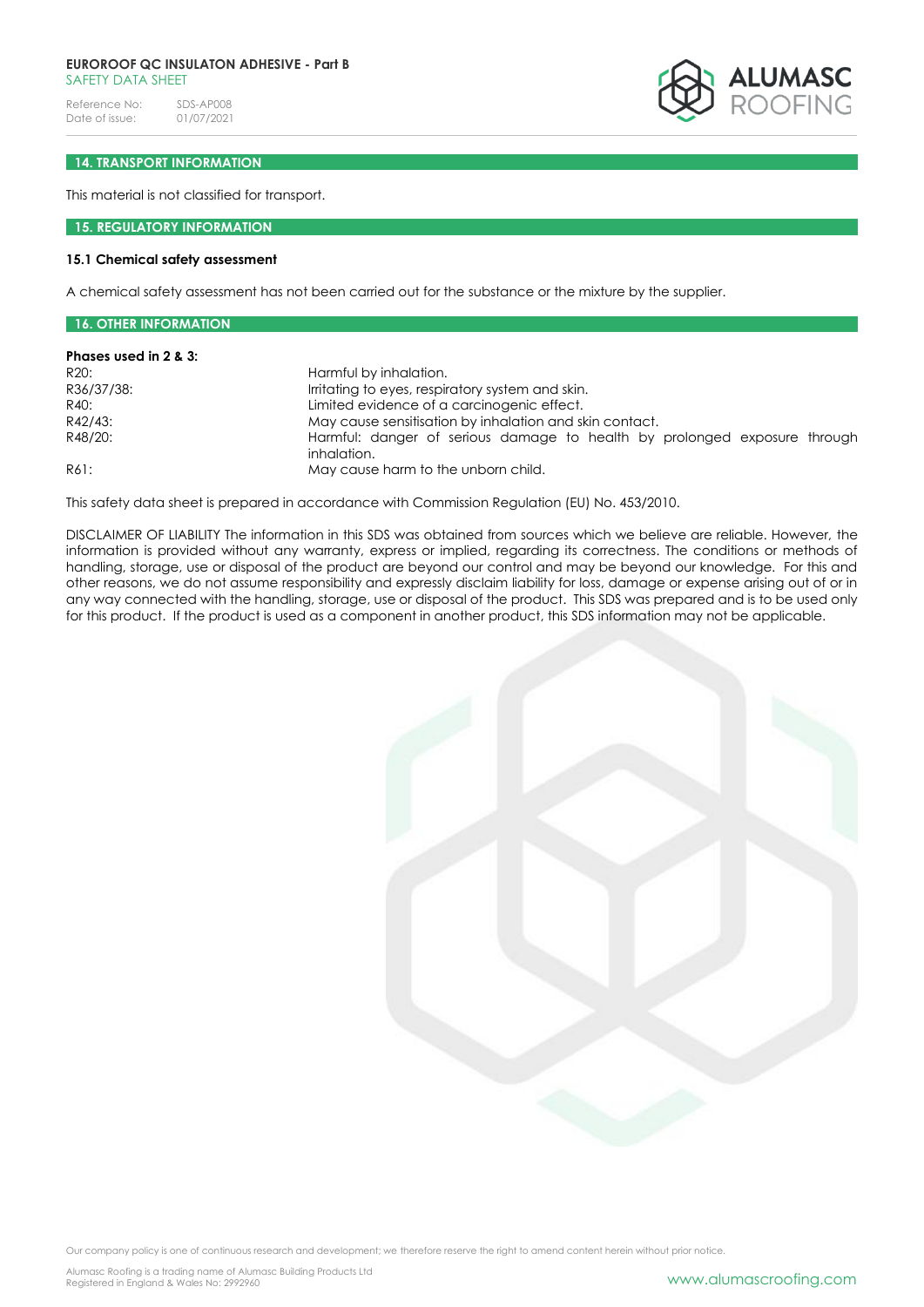## 14. TRANSPORT INFORMATION

This material is not classified for transport.

## 15. REGULATORY INFORMATION

### 15.1 Chemical safety assessment

A chemical safety assessment has not been carried out for the substance or the mixture by the supplier.

## 16. OTHER INFORMATION

**Phases used in 2 & 3:**

| | |
|---|---|
| R20: | Harmful by inhalation. |
| R36/37/38: | Irritating to eyes, respiratory system and skin. |
| R40: | Limited evidence of a carcinogenic effect. |
| R42/43: | May cause sensitisation by inhalation and skin contact. |
| R48/20: | Harmful: danger of serious damage to health by prolonged exposure through inhalation. |
| R61: | May cause harm to the unborn child. |

This safety data sheet is prepared in accordance with Commission Regulation (EU) No. 453/2010.

DISCLAIMER OF LIABILITY The information in this SDS was obtained from sources which we believe are reliable. However, the information is provided without any warranty, express or implied, regarding its correctness. The conditions or methods of handling, storage, use or disposal of the product are beyond our control and may be beyond our knowledge. For this and other reasons, we do not assume responsibility and expressly disclaim liability for loss, damage or expense arising out of or in any way connected with the handling, storage, use or disposal of the product. This SDS was prepared and is to be used only for this product. If the product is used as a component in another product, this SDS information may not be applicable.